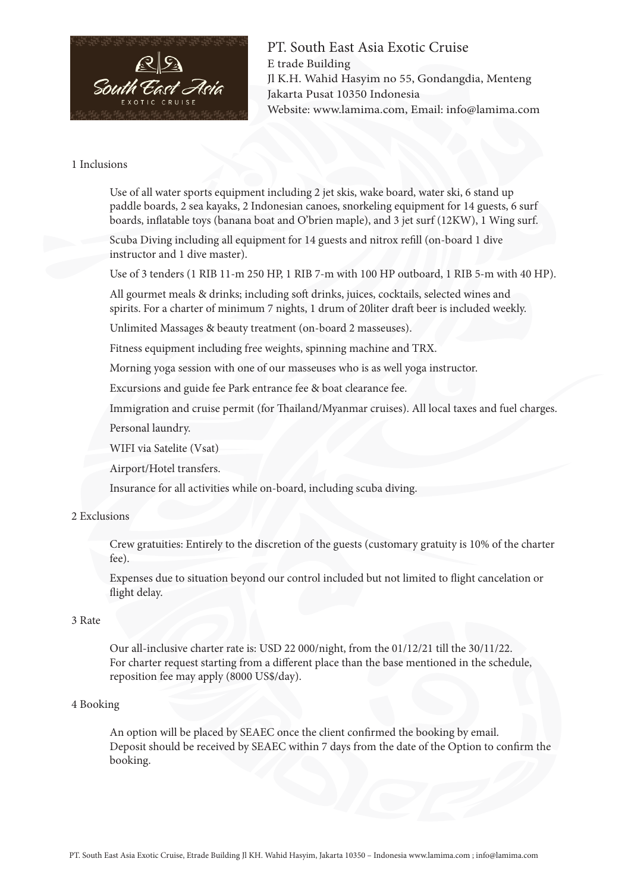PT. South East Asia Exotic Cruise
E trade Building
Jl K.H. Wahid Hasyim no 55, Gondangdia, Menteng
Jakarta Pusat 10350 Indonesia
Website: www.lamima.com, Email: info@lamima.com

## 1 Inclusions

Use of all water sports equipment including 2 jet skis, wake board, water ski, 6 stand up paddle boards, 2 sea kayaks, 2 Indonesian canoes, snorkeling equipment for 14 guests, 6 surf boards, inflatable toys (banana boat and O'brien maple), and 3 jet surf (12KW), 1 Wing surf.

Scuba Diving including all equipment for 14 guests and nitrox refill (on-board 1 dive instructor and 1 dive master).

Use of 3 tenders (1 RIB 11-m 250 HP, 1 RIB 7-m with 100 HP outboard, 1 RIB 5-m with 40 HP).

All gourmet meals & drinks; including soft drinks, juices, cocktails, selected wines and spirits. For a charter of minimum 7 nights, 1 drum of 20liter draft beer is included weekly.

Unlimited Massages & beauty treatment (on-board 2 masseuses).

Fitness equipment including free weights, spinning machine and TRX.

Morning yoga session with one of our masseuses who is as well yoga instructor.

Excursions and guide fee Park entrance fee & boat clearance fee.

Immigration and cruise permit (for Thailand/Myanmar cruises). All local taxes and fuel charges.

Personal laundry.

WIFI via Satelite (Vsat)

Airport/Hotel transfers.

Insurance for all activities while on-board, including scuba diving.

## 2 Exclusions

Crew gratuities: Entirely to the discretion of the guests (customary gratuity is 10% of the charter fee).

Expenses due to situation beyond our control included but not limited to flight cancelation or flight delay.

## 3 Rate

Our all-inclusive charter rate is: USD 22 000/night, from the 01/12/21 till the 30/11/22.
For charter request starting from a different place than the base mentioned in the schedule, reposition fee may apply (8000 US$/day).

## 4 Booking

An option will be placed by SEAEC once the client confirmed the booking by email.
Deposit should be received by SEAEC within 7 days from the date of the Option to confirm the booking.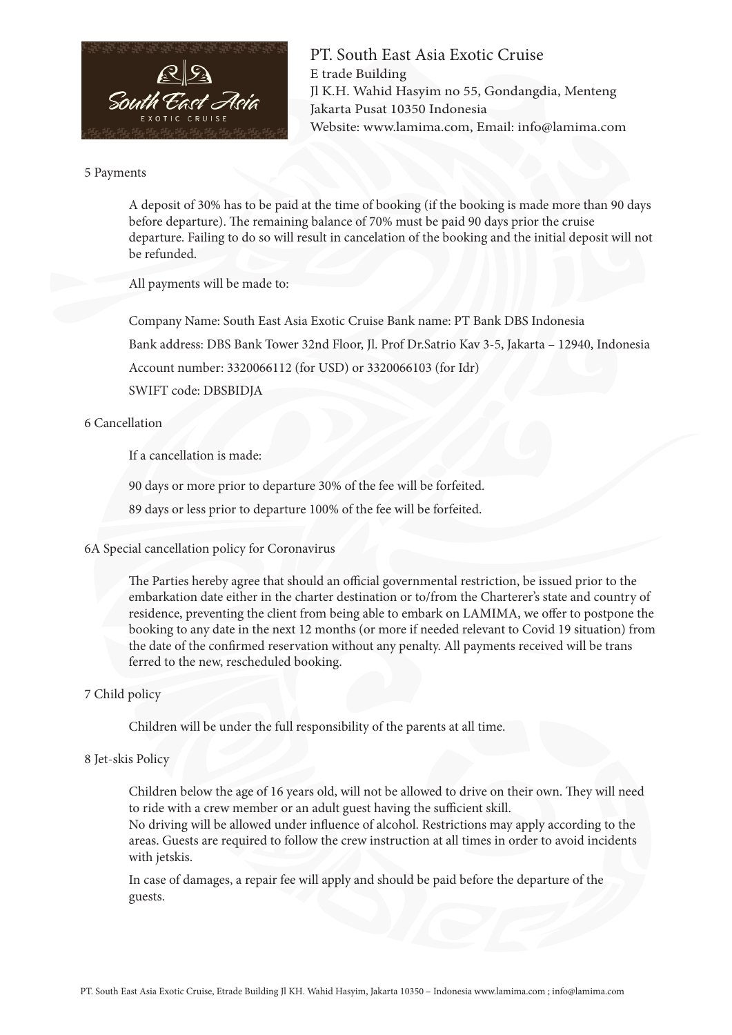PT. South East Asia Exotic Cruise
E trade Building
Jl K.H. Wahid Hasyim no 55, Gondangdia, Menteng
Jakarta Pusat 10350 Indonesia
Website: www.lamima.com, Email: info@lamima.com

## 5 Payments

A deposit of 30% has to be paid at the time of booking (if the booking is made more than 90 days before departure). The remaining balance of 70% must be paid 90 days prior the cruise departure. Failing to do so will result in cancelation of the booking and the initial deposit will not be refunded.

All payments will be made to:

Company Name: South East Asia Exotic Cruise Bank name: PT Bank DBS Indonesia

Bank address: DBS Bank Tower 32nd Floor, Jl. Prof Dr.Satrio Kav 3-5, Jakarta – 12940, Indonesia

Account number: 3320066112 (for USD) or 3320066103 (for Idr)

SWIFT code: DBSBIDJA

## 6 Cancellation

If a cancellation is made:

90 days or more prior to departure 30% of the fee will be forfeited.

89 days or less prior to departure 100% of the fee will be forfeited.

## 6A Special cancellation policy for Coronavirus

The Parties hereby agree that should an official governmental restriction, be issued prior to the embarkation date either in the charter destination or to/from the Charterer's state and country of residence, preventing the client from being able to embark on LAMIMA, we offer to postpone the booking to any date in the next 12 months (or more if needed relevant to Covid 19 situation) from the date of the confirmed reservation without any penalty. All payments received will be trans ferred to the new, rescheduled booking.

## 7 Child policy

Children will be under the full responsibility of the parents at all time.

## 8 Jet-skis Policy

Children below the age of 16 years old, will not be allowed to drive on their own. They will need to ride with a crew member or an adult guest having the sufficient skill.
No driving will be allowed under influence of alcohol. Restrictions may apply according to the areas. Guests are required to follow the crew instruction at all times in order to avoid incidents with jetskis.

In case of damages, a repair fee will apply and should be paid before the departure of the guests.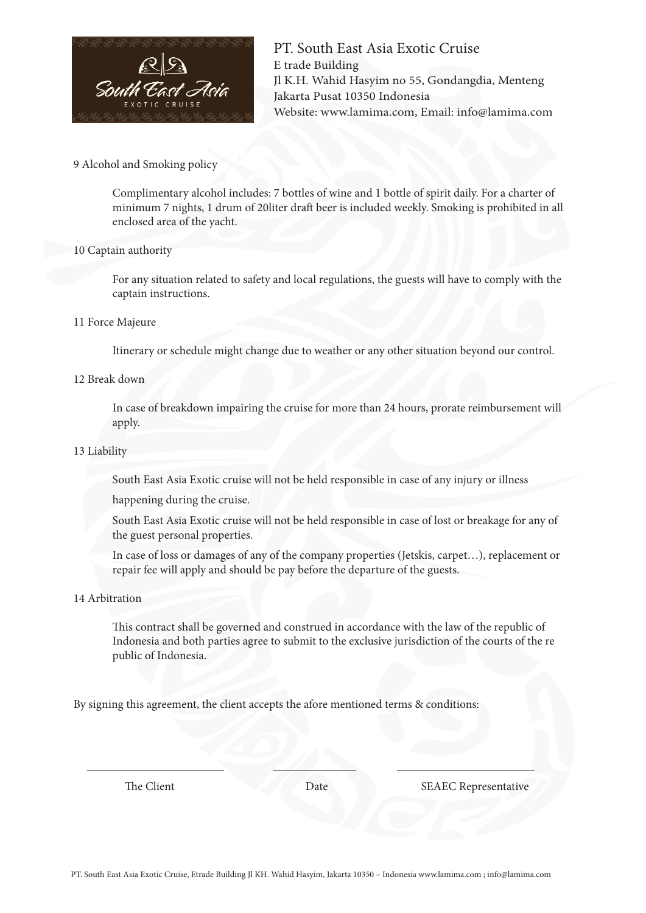PT. South East Asia Exotic Cruise
E trade Building
Jl K.H. Wahid Hasyim no 55, Gondangdia, Menteng
Jakarta Pusat 10350 Indonesia
Website: www.lamima.com, Email: info@lamima.com

9 Alcohol and Smoking policy

Complimentary alcohol includes: 7 bottles of wine and 1 bottle of spirit daily. For a charter of minimum 7 nights, 1 drum of 20liter draft beer is included weekly. Smoking is prohibited in all enclosed area of the yacht.

10 Captain authority

For any situation related to safety and local regulations, the guests will have to comply with the captain instructions.

11 Force Majeure

Itinerary or schedule might change due to weather or any other situation beyond our control.

12 Break down

In case of breakdown impairing the cruise for more than 24 hours, prorate reimbursement will apply.

13 Liability

South East Asia Exotic cruise will not be held responsible in case of any injury or illness happening during the cruise.

South East Asia Exotic cruise will not be held responsible in case of lost or breakage for any of the guest personal properties.

In case of loss or damages of any of the company properties (Jetskis, carpet…), replacement or repair fee will apply and should be pay before the departure of the guests.

14 Arbitration

This contract shall be governed and construed in accordance with the law of the republic of Indonesia and both parties agree to submit to the exclusive jurisdiction of the courts of the re public of Indonesia.

By signing this agreement, the client accepts the afore mentioned terms & conditions:

_______________________ _____________ _______________________

The Client Date SEAEC Representative